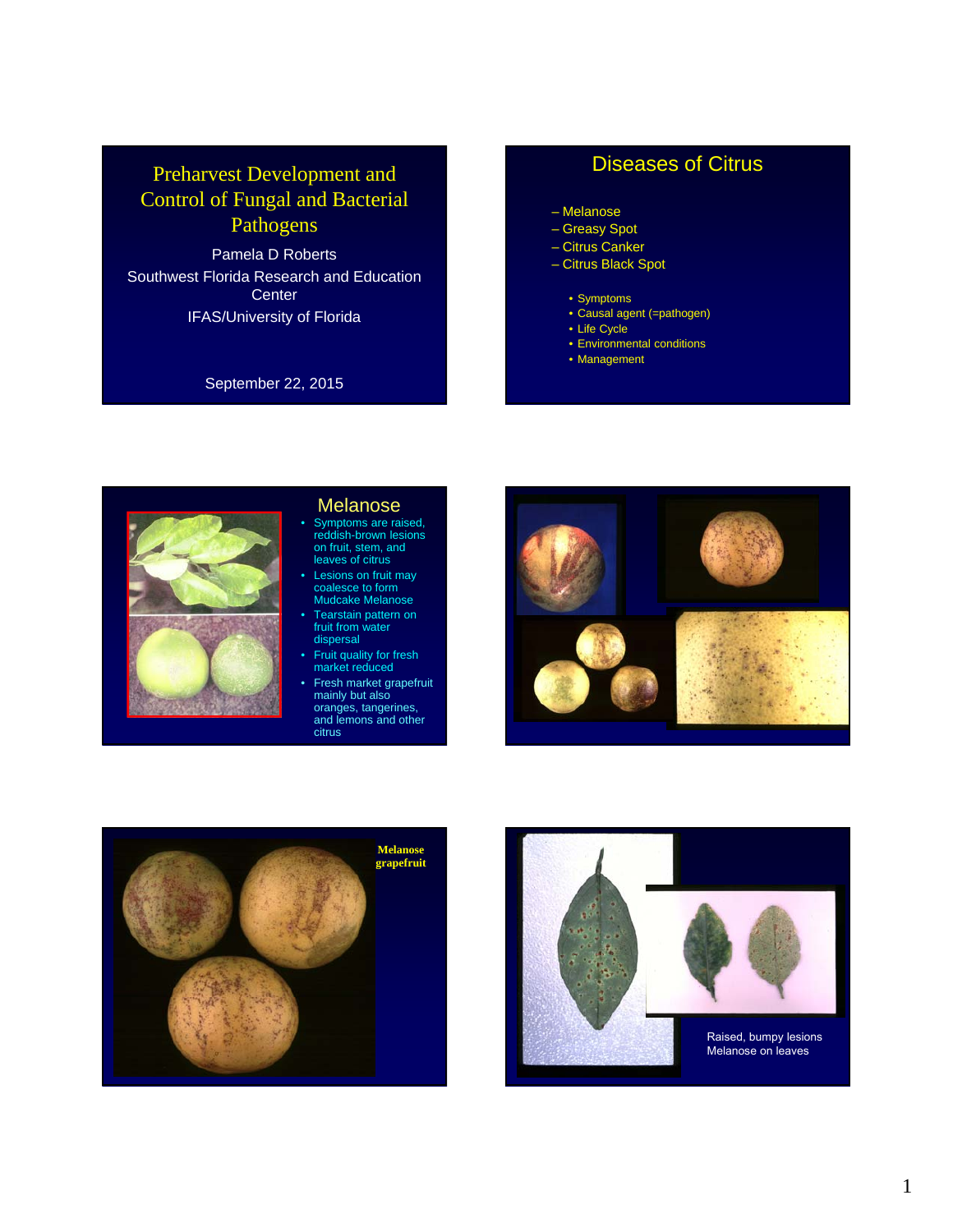# Preharvest Development and Control of Fungal and Bacterial Pathogens

Pamela D Roberts

Southwest Florida Research and Education Center

IFAS/University of Florida

September 22, 2015

## Diseases of Citrus

- Melanose
- Greasy Spot
- Citrus Canker
- Citrus Black Spot
  - Symptoms
  - Causal agent (=pathogen)
  - Life Cycle
  - Environmental conditions
  - Management

## Melanose

- Symptoms are raised, reddish-brown lesions on fruit, stem, and leaves of citrus
- Lesions on fruit may coalesce to form Mudcake Melanose
- Tearstain pattern on fruit from water dispersal
- Fruit quality for fresh market reduced
- Fresh market grapefruit mainly but also oranges, tangerines, and lemons and other citrus

**Melanose grapefruit**

Raised, bumpy lesions Melanose on leaves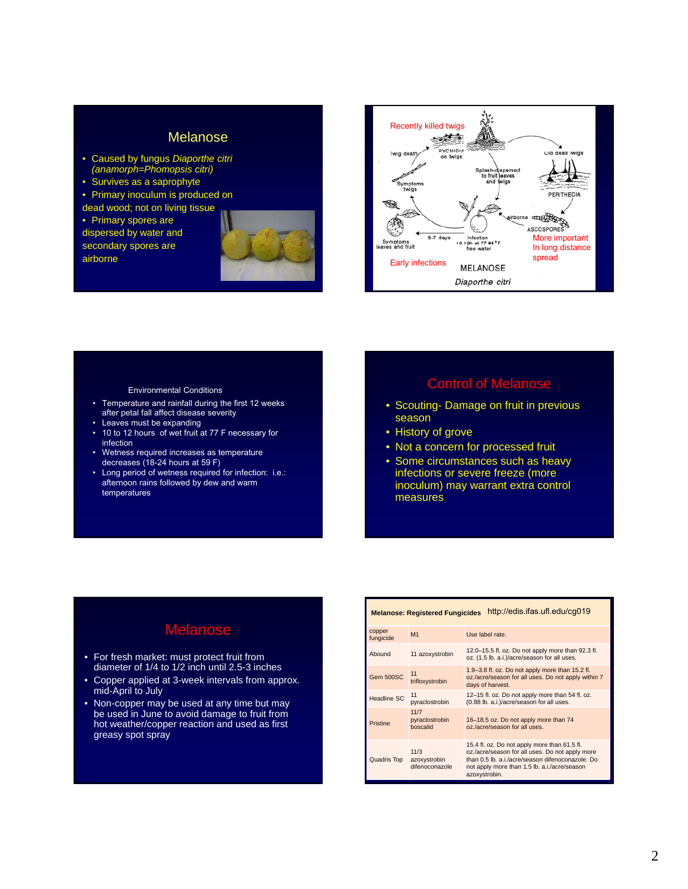## Melanose

- Caused by fungus *Diaporthe citri (anamorph=Phomopsis citri)*
- Survives as a saprophyte
- Primary inoculum is produced on dead wood; not on living tissue
- Primary spores are dispersed by water and secondary spores are airborne

Recently killed twigs

Twig death — PYCNIDIA on twigs

Old dead twigs

Splash-dispersed to fruit leaves and twigs

Symptoms twigs

PERITHECIA

airborne

ASCOSPORES

More important In long distance spread

Symptoms leaves and fruit — 5-7 days — Infection 10-12h at 77 85°F free water

Early infections

MELANOSE

*Diaporthe citri*

Environmental Conditions

- Temperature and rainfall during the first 12 weeks after petal fall affect disease severity
- Leaves must be expanding
- 10 to 12 hours of wet fruit at 77 F necessary for infection
- Wetness required increases as temperature decreases (18-24 hours at 59 F)
- Long period of wetness required for infection: i.e.: afternoon rains followed by dew and warm temperatures

## Control of Melanose

- Scouting- Damage on fruit in previous season
- History of grove
- Not a concern for processed fruit
- Some circumstances such as heavy infections or severe freeze (more inoculum) may warrant extra control measures

## Melanose

- For fresh market: must protect fruit from diameter of 1/4 to 1/2 inch until 2.5-3 inches
- Copper applied at 3-week intervals from approx. mid-April to July
- Non-copper may be used at any time but may be used in June to avoid damage to fruit from hot weather/copper reaction and used as first greasy spot spray

**Melanose: Registered Fungicides** http://edis.ifas.ufl.edu/cg019

| | | |
|---|---|---|
| copper fungicide | M1 | Use label rate. |
| Abound | 11 azoxystrobin | 12.0–15.5 fl. oz. Do not apply more than 92.3 fl. oz. (1.5 lb. a.i.)/acre/season for all uses. |
| Gem 500SC | 11 trifloxystrobin | 1.9–3.8 fl. oz. Do not apply more than 15.2 fl. oz./acre/season for all uses. Do not apply within 7 days of harvest. |
| Headline SC | 11 pyraclostrobin | 12–15 fl. oz. Do not apply more than 54 fl. oz. (0.88 lb. a.i.)/acre/season for all uses. |
| Pristine | 11/7 pyraclostrobin boscalid | 16–18.5 oz. Do not apply more than 74 oz./acre/season for all uses. |
| Quadris Top | 11/3 azoxystrobin difenoconazole | 15.4 fl. oz. Do not apply more than 61.5 fl. oz./acre/season for all uses. Do not apply more than 0.5 lb. a.i./acre/season difenoconazole. Do not apply more than 1.5 lb. a.i./acre/season azoxystrobin. |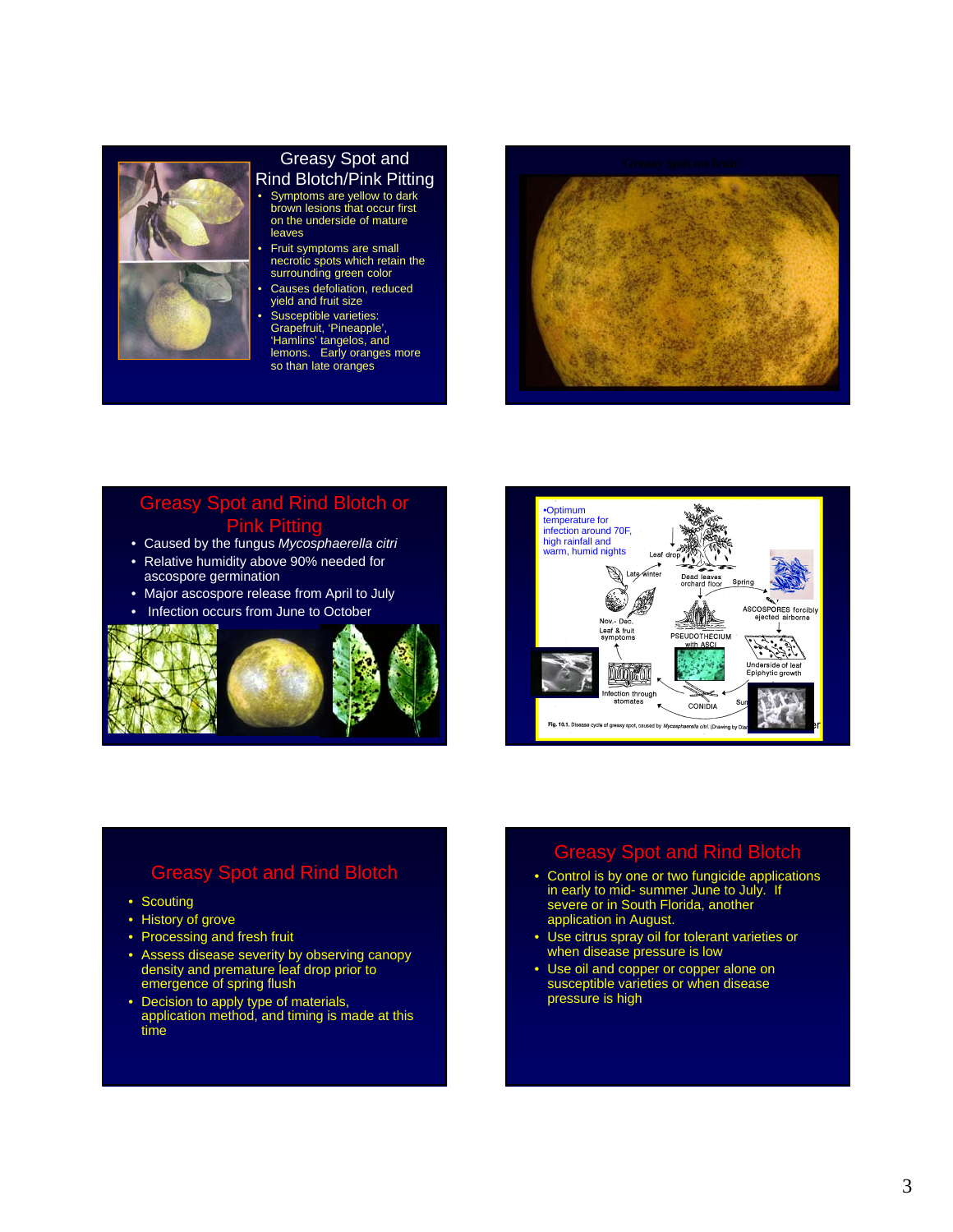## Greasy Spot and Rind Blotch/Pink Pitting

- Symptoms are yellow to dark brown lesions that occur first on the underside of mature leaves
- Fruit symptoms are small necrotic spots which retain the surrounding green color
- Causes defoliation, reduced yield and fruit size
- Susceptible varieties: Grapefruit, 'Pineapple', 'Hamlins' tangelos, and lemons. Early oranges more so than late oranges

## Greasy spot on fruit

## Greasy Spot and Rind Blotch or Pink Pitting

- Caused by the fungus *Mycosphaerella citri*
- Relative humidity above 90% needed for ascospore germination
- Major ascospore release from April to July
- Infection occurs from June to October

- Optimum temperature for infection around 70F, high rainfall and warm, humid nights

Leaf drop

Late winter

Dead leaves orchard floor

Spring

ASCOSPORES forcibly ejected airborne

Nov.- Dec. Leaf & fruit symptoms

PSEUDOTHECIUM with ASCI

Underside of leaf Epiphytic growth

Infection through stomates

CONIDIA

Summer

Fig. 10.1. Disease cycle of greasy spot, caused by *Mycosphaerella citri*. (Drawing by Dia...

## Greasy Spot and Rind Blotch

- Scouting
- History of grove
- Processing and fresh fruit
- Assess disease severity by observing canopy density and premature leaf drop prior to emergence of spring flush
- Decision to apply type of materials, application method, and timing is made at this time

## Greasy Spot and Rind Blotch

- Control is by one or two fungicide applications in early to mid- summer June to July. If severe or in South Florida, another application in August.
- Use citrus spray oil for tolerant varieties or when disease pressure is low
- Use oil and copper or copper alone on susceptible varieties or when disease pressure is high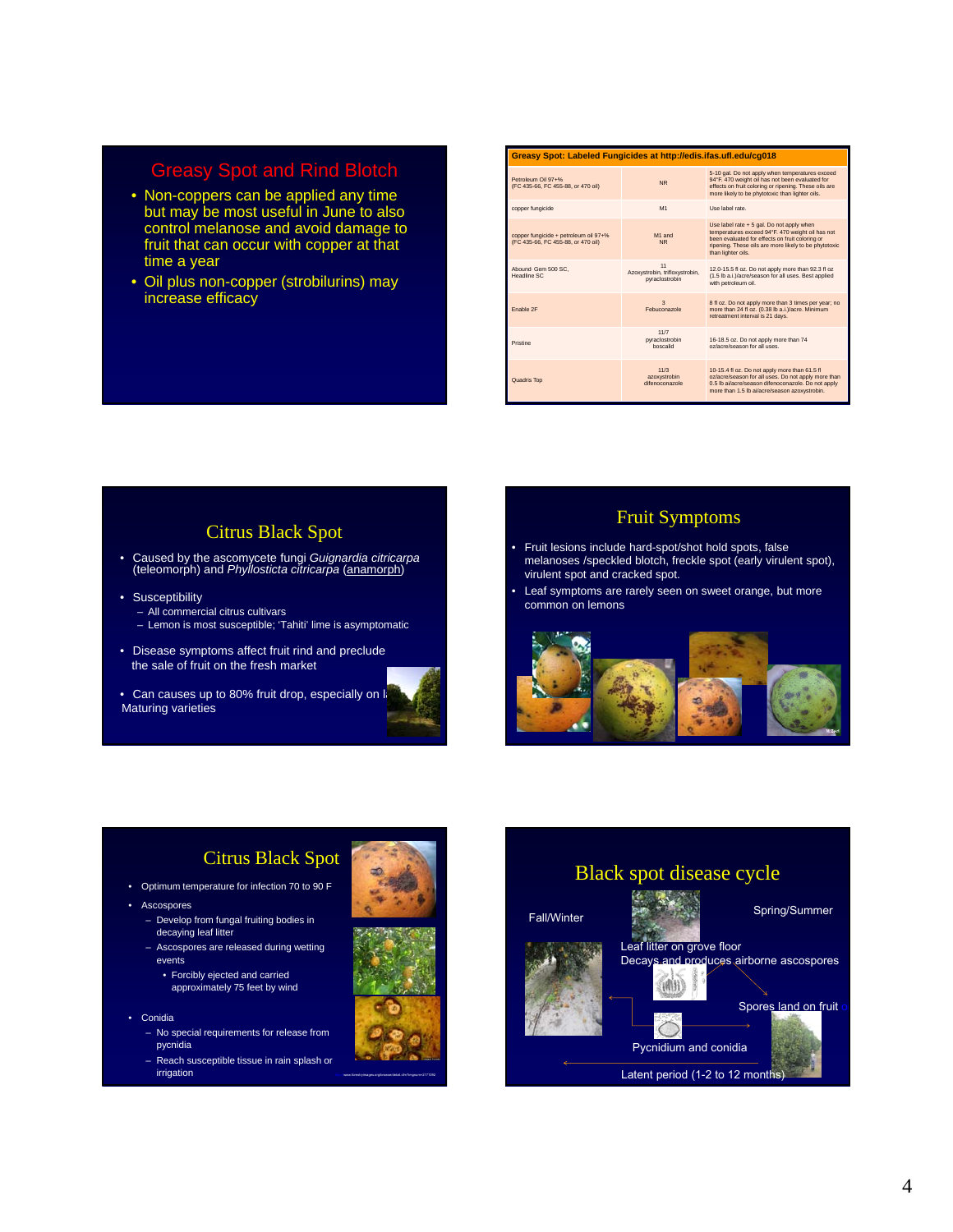## Greasy Spot and Rind Blotch

- Non-coppers can be applied any time but may be most useful in June to also control melanose and avoid damage to fruit that can occur with copper at that time a year
- Oil plus non-copper (strobilurins) may increase efficacy

## Greasy Spot: Labeled Fungicides at http://edis.ifas.ufl.edu/cg018

| | | |
|---|---|---|
| Petroleum Oil 97+% (FC 435-66, FC 455-88, or 470 oil) | NR | 5-10 gal. Do not apply when temperatures exceed 94°F. 470 weight oil has not been evaluated for effects on fruit coloring or ripening. These oils are more likely to be phytotoxic than lighter oils. |
| copper fungicide | M1 | Use label rate. |
| copper fungicide + petroleum oil 97+% (FC 435-66, FC 455-88, or 470 oil) | M1 and NR | Use label rate + 5 gal. Do not apply when temperatures exceed 94°F. 470 weight oil has not been evaluated for effects on fruit coloring or ripening. These oils are more likely to be phytotoxic than lighter oils. |
| Abound: Gem 500 SC, Headline SC | 11 Azoxystrobin, trifloxystrobin, pyraclostrobin | 12.0-15.5 fl oz. Do not apply more than 92.3 fl oz (1.5 lb a.i.)/acre/season for all uses. Best applied with petroleum oil. |
| Enable 2F | 3 Febuconazole | 8 fl oz. Do not apply more than 3 times per year; no more than 24 fl oz. (0.38 lb a.i.)/acre. Minimum retreatment interval is 21 days. |
| Pristine | 11/7 pyraclostrobin boscalid | 16-18.5 oz. Do not apply more than 74 oz/acre/season for all uses. |
| Quadris Top | 11/3 azoxystrobin difenoconazole | 10-15.4 fl oz. Do not apply more than 61.5 fl oz/acre/season for all uses. Do not apply more than 0.5 lb ai/acre/season difenoconazole. Do not apply more than 1.5 lb ai/acre/season azoxystrobin. |

## Citrus Black Spot

- Caused by the ascomycete fungi *Guignardia citricarpa* (teleomorph) and *Phyllosticta citricarpa* (anamorph)
- Susceptibility
  - All commercial citrus cultivars
  - Lemon is most susceptible; 'Tahiti' lime is asymptomatic
- Disease symptoms affect fruit rind and preclude the sale of fruit on the fresh market
- Can causes up to 80% fruit drop, especially on l... Maturing varieties

## Fruit Symptoms

- Fruit lesions include hard-spot/shot hold spots, false melanoses /speckled blotch, freckle spot (early virulent spot), virulent spot and cracked spot.
- Leaf symptoms are rarely seen on sweet orange, but more common on lemons

## Citrus Black Spot

- Optimum temperature for infection 70 to 90 F
- Ascospores
  - Develop from fungal fruiting bodies in decaying leaf litter
  - Ascospores are released during wetting events
    - Forcibly ejected and carried approximately 75 feet by wind
- Conidia
  - No special requirements for release from pycnidia
  - Reach susceptible tissue in rain splash or irrigation

## Black spot disease cycle

Fall/Winter

Spring/Summer

Leaf litter on grove floor

Decays and produces airborne ascospores

Spores land on fruit

Pycnidium and conidia

Latent period (1-2 to 12 months)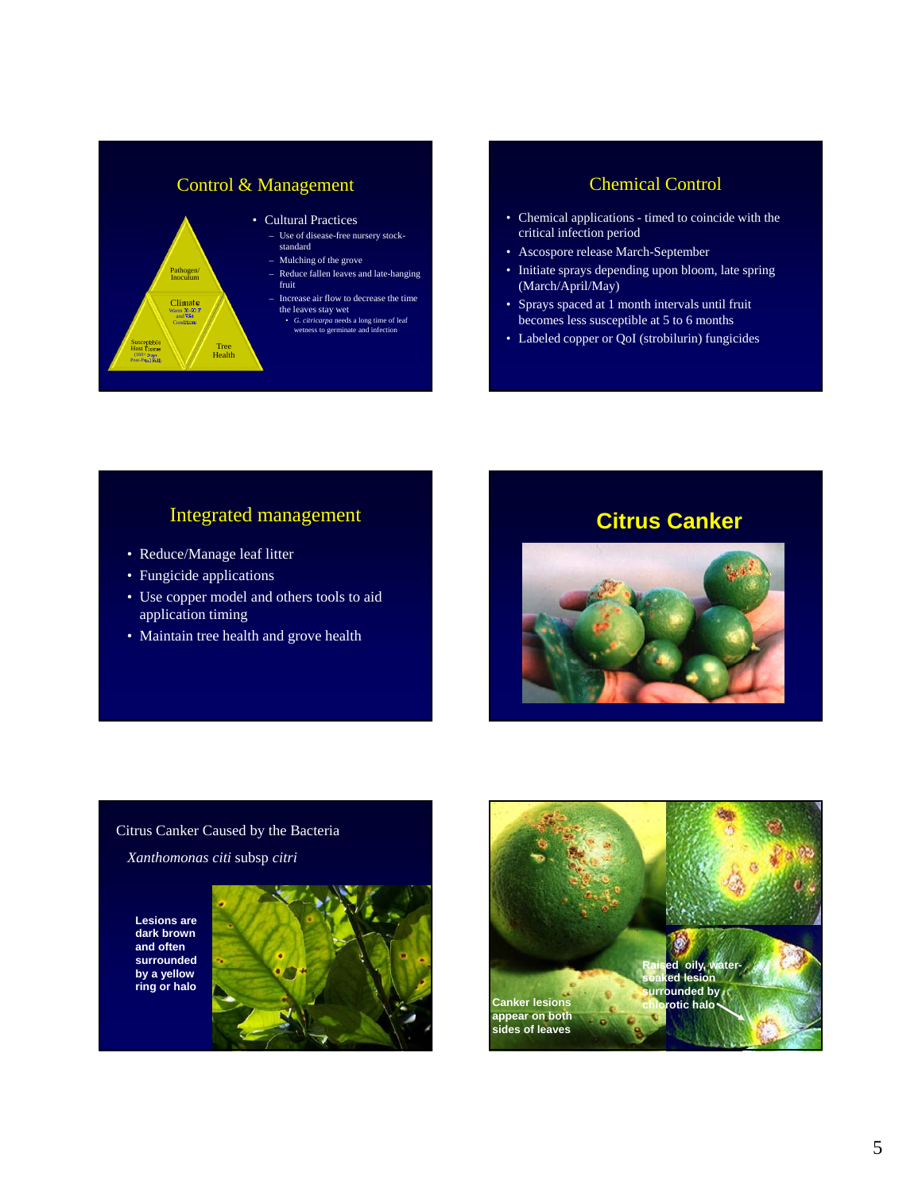## Control & Management

Pathogen/ Inoculum

Climate
Warm 70-90 F and Wet Conditions

Susceptible Host Tissue (180+ Days Post-Petal Fall)

Tree Health

- Cultural Practices
  - Use of disease-free nursery stock-standard
  - Mulching of the grove
  - Reduce fallen leaves and late-hanging fruit
  - Increase air flow to decrease the time the leaves stay wet
    - *G. citricarpa* needs a long time of leaf wetness to germinate and infection

## Chemical Control

- Chemical applications - timed to coincide with the critical infection period
- Ascospore release March-September
- Initiate sprays depending upon bloom, late spring (March/April/May)
- Sprays spaced at 1 month intervals until fruit becomes less susceptible at 5 to 6 months
- Labeled copper or QoI (strobilurin) fungicides

## Integrated management

- Reduce/Manage leaf litter
- Fungicide applications
- Use copper model and others tools to aid application timing
- Maintain tree health and grove health

## Citrus Canker

Citrus Canker Caused by the Bacteria

*Xanthomonas citi* subsp *citri*

**Lesions are dark brown and often surrounded by a yellow ring or halo**

**Canker lesions appear on both sides of leaves**

**Raised oily, water-soaked lesion surrounded by chlorotic halo**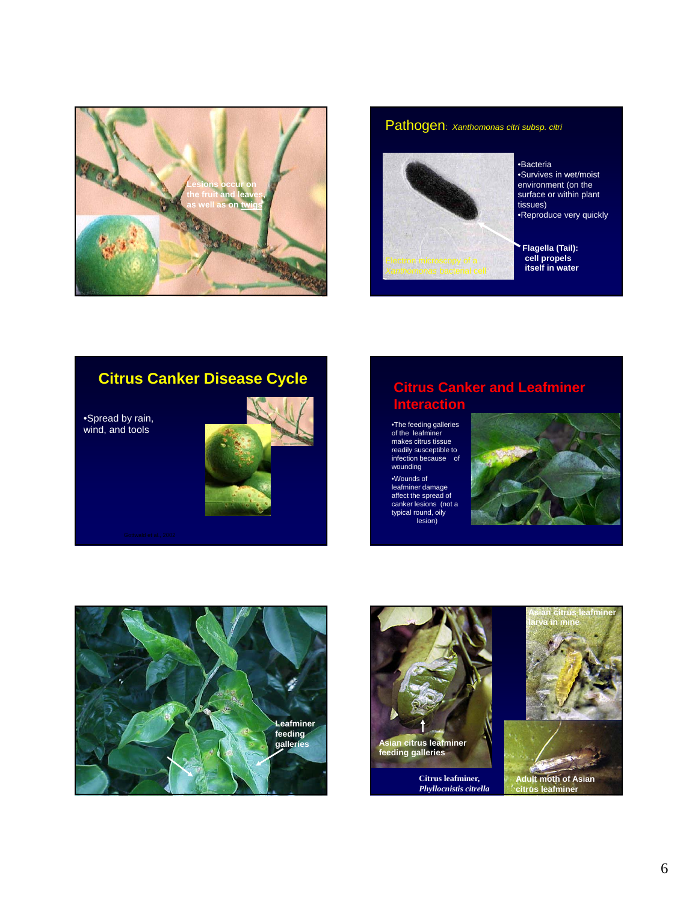Lesions occur on the fruit and leaves, as well as on twigs

## Pathogen: *Xanthomonas citri subsp. citri*

- Bacteria
- Survives in wet/moist environment (on the surface or within plant tissues)
- Reproduce very quickly

Electron Micrograph of a *Xanthomonas* bacteria cell

**Flagella (Tail): cell propels itself in water**

## Citrus Canker Disease Cycle

- Spread by rain, wind, and tools

## Citrus Canker and Leafminer Interaction

- The feeding galleries of the leafminer makes citrus tissue readily susceptible to infection because of wounding
- Wounds of leafminer damage affect the spread of canker lesions (not a typical round, oily lesion)

**Leafminer feeding galleries**

**Asian citrus leafminer feeding galleries**

**Asian citrus leafminer larva in mine**

**Citrus leafminer, *Phyllocnistis citrella***

**Adult moth of Asian citrus leafminer**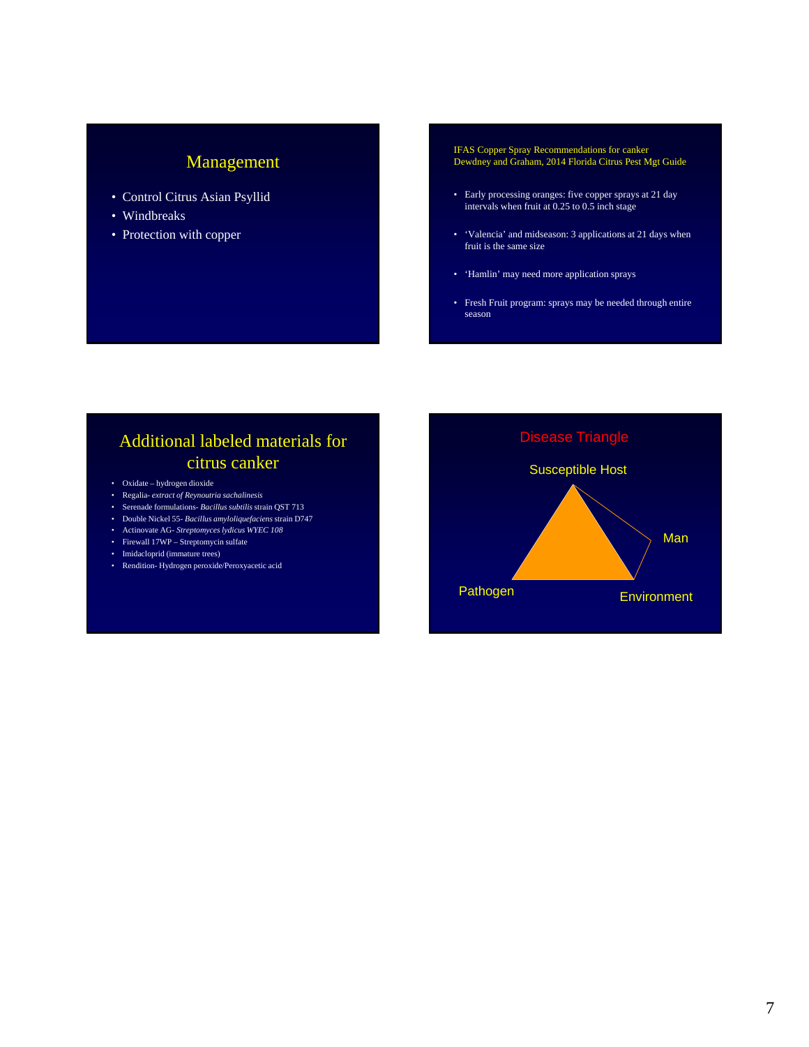## Management

- Control Citrus Asian Psyllid
- Windbreaks
- Protection with copper

IFAS Copper Spray Recommendations for canker
Dewdney and Graham, 2014 Florida Citrus Pest Mgt Guide

- Early processing oranges: five copper sprays at 21 day intervals when fruit at 0.25 to 0.5 inch stage
- 'Valencia' and midseason: 3 applications at 21 days when fruit is the same size
- 'Hamlin' may need more application sprays
- Fresh Fruit program: sprays may be needed through entire season

## Additional labeled materials for citrus canker

- Oxidate – hydrogen dioxide
- Regalia- *extract of Reynoutria sachalinesis*
- Serenade formulations- *Bacillus subtilis* strain QST 713
- Double Nickel 55- *Bacillus amyloliquefaciens* strain D747
- Actinovate AG- *Streptomyces lydicus WYEC 108*
- Firewall 17WP – Streptomycin sulfate
- Imidacloprid (immature trees)
- Rendition- Hydrogen peroxide/Peroxyacetic acid

## Disease Triangle

Susceptible Host

Man

Pathogen

Environment